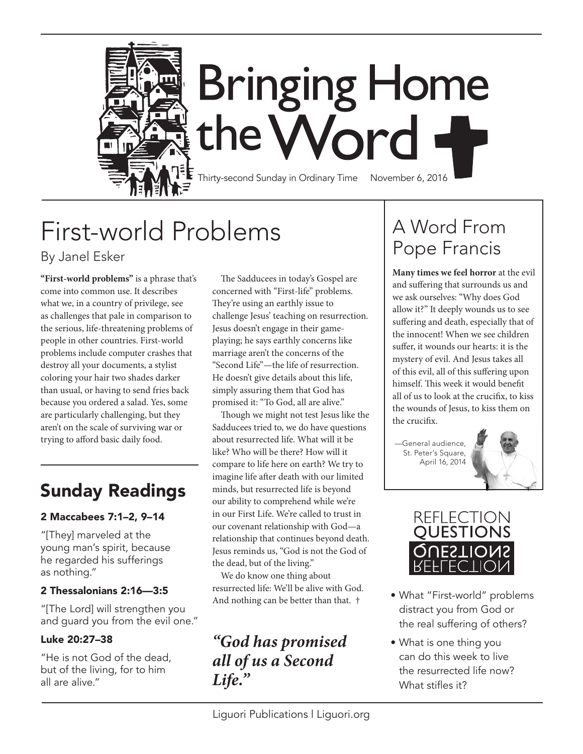# Bringing Home the Word

Thirty-second Sunday in Ordinary Time    November 6, 2016

## First-world Problems

By Janel Esker

**"First-world problems"** is a phrase that's come into common use. It describes what we, in a country of privilege, see as challenges that pale in comparison to the serious, life-threatening problems of people in other countries. First-world problems include computer crashes that destroy all your documents, a stylist coloring your hair two shades darker than usual, or having to send fries back because you ordered a salad. Yes, some are particularly challenging, but they aren't on the scale of surviving war or trying to afford basic daily food.

The Sadducees in today's Gospel are concerned with "First-life" problems. They're using an earthly issue to challenge Jesus' teaching on resurrection. Jesus doesn't engage in their game-playing; he says earthly concerns like marriage aren't the concerns of the "Second Life"—the life of resurrection. He doesn't give details about this life, simply assuring them that God has promised it: "To God, all are alive."

Though we might not test Jesus like the Sadducees tried to, we do have questions about resurrected life. What will it be like? Who will be there? How will it compare to life here on earth? We try to imagine life after death with our limited minds, but resurrected life is beyond our ability to comprehend while we're in our First Life. We're called to trust in our covenant relationship with God—a relationship that continues beyond death. Jesus reminds us, "God is not the God of the dead, but of the living."

We do know one thing about resurrected life: We'll be alive with God. And nothing can be better than that. †

***"God has promised all of us a Second Life."***

## Sunday Readings

### 2 Maccabees 7:1–2, 9–14

"[They] marveled at the young man's spirit, because he regarded his sufferings as nothing."

### 2 Thessalonians 2:16—3:5

"[The Lord] will strengthen you and guard you from the evil one."

### Luke 20:27–38

"He is not God of the dead, but of the living, for to him all are alive."

## A Word From Pope Francis

**Many times we feel horror** at the evil and suffering that surrounds us and we ask ourselves: "Why does God allow it?" It deeply wounds us to see suffering and death, especially that of the innocent! When we see children suffer, it wounds our hearts: it is the mystery of evil. And Jesus takes all of this evil, all of this suffering upon himself. This week it would benefit all of us to look at the crucifix, to kiss the wounds of Jesus, to kiss them on the crucifix.

—General audience, St. Peter's Square, April 16, 2014

## Reflection Questions

- What "First-world" problems distract you from God or the real suffering of others?
- What is one thing you can do this week to live the resurrected life now? What stifles it?

Liguori Publications | Liguori.org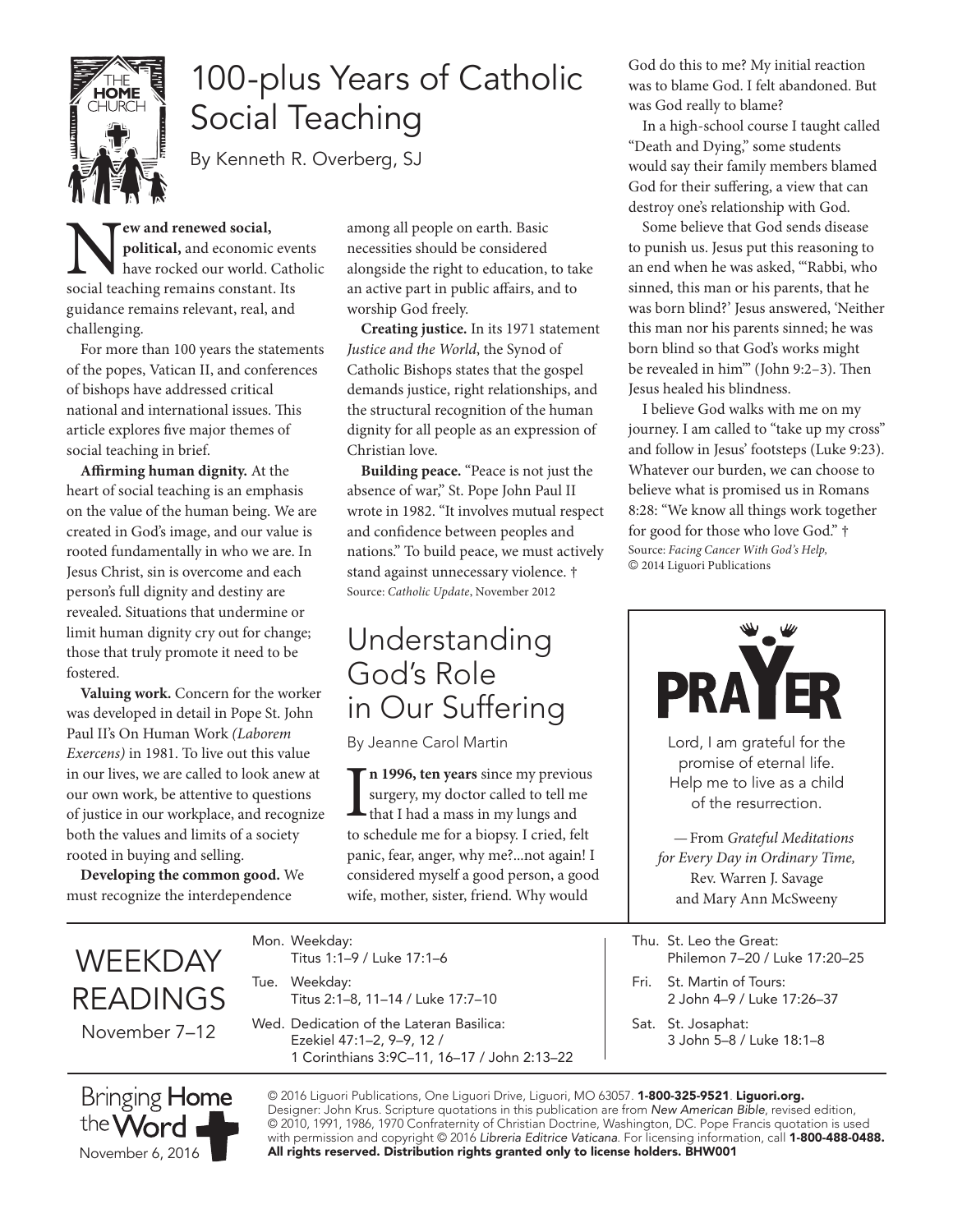# 100-plus Years of Catholic Social Teaching

By Kenneth R. Overberg, SJ

**New and renewed social, political,** and economic events have rocked our world. Catholic social teaching remains constant. Its guidance remains relevant, real, and challenging.

For more than 100 years the statements of the popes, Vatican II, and conferences of bishops have addressed critical national and international issues. This article explores five major themes of social teaching in brief.

**Affirming human dignity.** At the heart of social teaching is an emphasis on the value of the human being. We are created in God's image, and our value is rooted fundamentally in who we are. In Jesus Christ, sin is overcome and each person's full dignity and destiny are revealed. Situations that undermine or limit human dignity cry out for change; those that truly promote it need to be fostered.

**Valuing work.** Concern for the worker was developed in detail in Pope St. John Paul II's On Human Work *(Laborem Exercens)* in 1981. To live out this value in our lives, we are called to look anew at our own work, be attentive to questions of justice in our workplace, and recognize both the values and limits of a society rooted in buying and selling.

**Developing the common good.** We must recognize the interdependence among all people on earth. Basic necessities should be considered alongside the right to education, to take an active part in public affairs, and to worship God freely.

**Creating justice.** In its 1971 statement *Justice and the World*, the Synod of Catholic Bishops states that the gospel demands justice, right relationships, and the structural recognition of the human dignity for all people as an expression of Christian love.

**Building peace.** "Peace is not just the absence of war," St. Pope John Paul II wrote in 1982. "It involves mutual respect and confidence between peoples and nations." To build peace, we must actively stand against unnecessary violence. †

Source: *Catholic Update*, November 2012

# Understanding God's Role in Our Suffering

By Jeanne Carol Martin

**In 1996, ten years** since my previous surgery, my doctor called to tell me that I had a mass in my lungs and to schedule me for a biopsy. I cried, felt panic, fear, anger, why me?...not again! I considered myself a good person, a good wife, mother, sister, friend. Why would God do this to me? My initial reaction was to blame God. I felt abandoned. But was God really to blame?

In a high-school course I taught called "Death and Dying," some students would say their family members blamed God for their suffering, a view that can destroy one's relationship with God.

Some believe that God sends disease to punish us. Jesus put this reasoning to an end when he was asked, "'Rabbi, who sinned, this man or his parents, that he was born blind?' Jesus answered, 'Neither this man nor his parents sinned; he was born blind so that God's works might be revealed in him'" (John 9:2–3). Then Jesus healed his blindness.

I believe God walks with me on my journey. I am called to "take up my cross" and follow in Jesus' footsteps (Luke 9:23). Whatever our burden, we can choose to believe what is promised us in Romans 8:28: "We know all things work together for good for those who love God." †

Source: *Facing Cancer With God's Help,* © 2014 Liguori Publications

## PRAYER

Lord, I am grateful for the promise of eternal life. Help me to live as a child of the resurrection.

— From *Grateful Meditations for Every Day in Ordinary Time,* Rev. Warren J. Savage and Mary Ann McSweeny

## WEEKDAY READINGS

November 7–12

Mon. Weekday: Titus 1:1–9 / Luke 17:1–6

Tue. Weekday: Titus 2:1–8, 11–14 / Luke 17:7–10

Wed. Dedication of the Lateran Basilica: Ezekiel 47:1–2, 9–9, 12 / 1 Corinthians 3:9C–11, 16–17 / John 2:13–22

Thu. St. Leo the Great: Philemon 7–20 / Luke 17:20–25

Fri. St. Martin of Tours: 2 John 4–9 / Luke 17:26–37

Sat. St. Josaphat: 3 John 5–8 / Luke 18:1–8

Bringing Home the Word
November 6, 2016

© 2016 Liguori Publications, One Liguori Drive, Liguori, MO 63057. **1-800-325-9521**. **Liguori.org.** Designer: John Krus. Scripture quotations in this publication are from *New American Bible*, revised edition, © 2010, 1991, 1986, 1970 Confraternity of Christian Doctrine, Washington, DC. Pope Francis quotation is used with permission and copyright © 2016 *Libreria Editrice Vaticana.* For licensing information, call **1-800-488-0488.** **All rights reserved. Distribution rights granted only to license holders. BHW001**